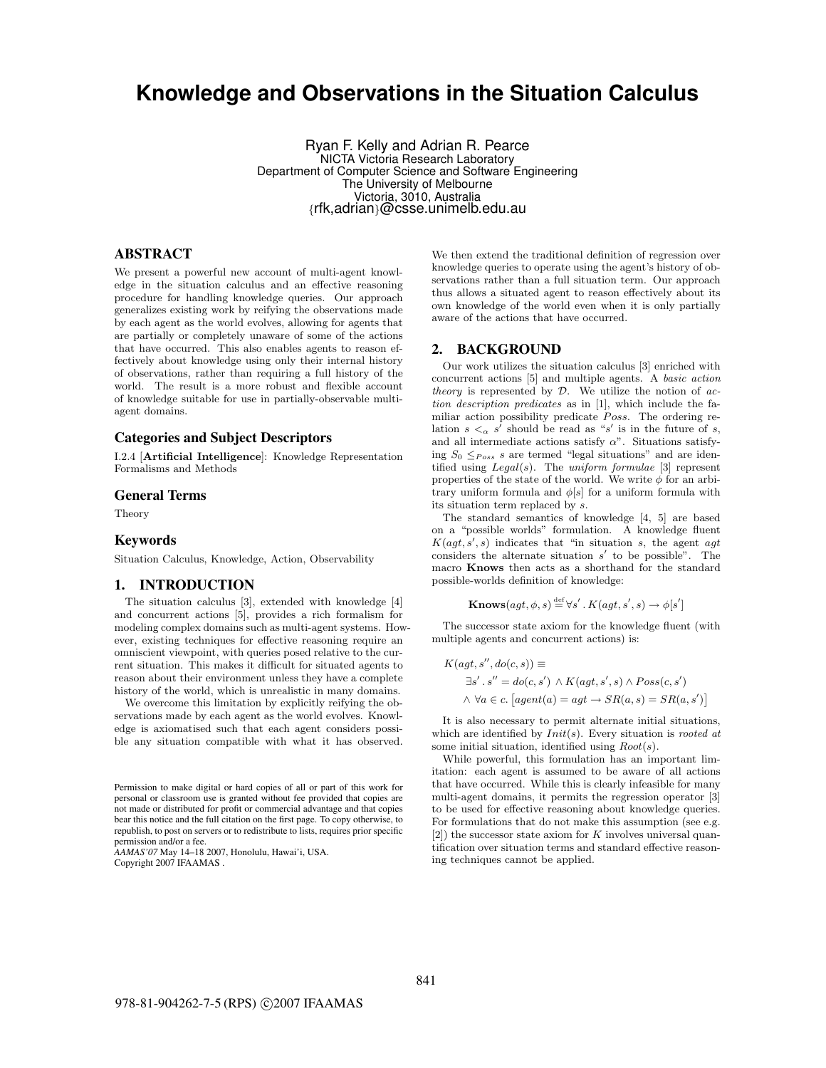# Knowledge and Observations in the Situation Calculus

Ryan F. Kelly and Adrian R. Pearce
NICTA Victoria Research Laboratory
Department of Computer Science and Software Engineering
The University of Melbourne
Victoria, 3010, Australia
{rfk,adrian}@csse.unimelb.edu.au

## ABSTRACT

We present a powerful new account of multi-agent knowledge in the situation calculus and an effective reasoning procedure for handling knowledge queries. Our approach generalizes existing work by reifying the observations made by each agent as the world evolves, allowing for agents that are partially or completely unaware of some of the actions that have occurred. This also enables agents to reason effectively about knowledge using only their internal history of observations, rather than requiring a full history of the world. The result is a more robust and flexible account of knowledge suitable for use in partially-observable multi-agent domains.

### Categories and Subject Descriptors

I.2.4 [**Artificial Intelligence**]: Knowledge Representation Formalisms and Methods

### General Terms

Theory

### Keywords

Situation Calculus, Knowledge, Action, Observability

## 1. INTRODUCTION

The situation calculus [3], extended with knowledge [4] and concurrent actions [5], provides a rich formalism for modeling complex domains such as multi-agent systems. However, existing techniques for effective reasoning require an omniscient viewpoint, with queries posed relative to the current situation. This makes it difficult for situated agents to reason about their environment unless they have a complete history of the world, which is unrealistic in many domains.

We overcome this limitation by explicitly reifying the observations made by each agent as the world evolves. Knowledge is axiomatised such that each agent considers possible any situation compatible with what it has observed. We then extend the traditional definition of regression over knowledge queries to operate using the agent's history of observations rather than a full situation term. Our approach thus allows a situated agent to reason effectively about its own knowledge of the world even when it is only partially aware of the actions that have occurred.

Permission to make digital or hard copies of all or part of this work for personal or classroom use is granted without fee provided that copies are not made or distributed for profit or commercial advantage and that copies bear this notice and the full citation on the first page. To copy otherwise, to republish, to post on servers or to redistribute to lists, requires prior specific permission and/or a fee.
*AAMAS'07* May 14–18 2007, Honolulu, Hawai'i, USA.
Copyright 2007 IFAAMAS .

## 2. BACKGROUND

Our work utilizes the situation calculus [3] enriched with concurrent actions [5] and multiple agents. A *basic action theory* is represented by $\mathcal{D}$. We utilize the notion of *action description predicates* as in [1], which include the familiar action possibility predicate $Poss$. The ordering relation $s <_\alpha s'$ should be read as "$s'$ is in the future of $s$, and all intermediate actions satisfy $\alpha$". Situations satisfying $S_0 \leq_{Poss} s$ are termed "legal situations" and are identified using $Legal(s)$. The *uniform formulae* [3] represent properties of the state of the world. We write $\phi$ for an arbitrary uniform formula and $\phi[s]$ for a uniform formula with its situation term replaced by $s$.

The standard semantics of knowledge [4, 5] are based on a "possible worlds" formulation. A knowledge fluent $K(agt, s', s)$ indicates that "in situation $s$, the agent $agt$ considers the alternate situation $s'$ to be possible". The macro **Knows** then acts as a shorthand for the standard possible-worlds definition of knowledge:

$$\mathbf{Knows}(agt, \phi, s) \stackrel{\text{def}}{=} \forall s' \,.\, K(agt, s', s) \rightarrow \phi[s']$$

The successor state axiom for the knowledge fluent (with multiple agents and concurrent actions) is:

$$\begin{aligned} K(agt, s'', do(c, s)) \equiv \\ &\exists s' \,.\, s'' = do(c, s') \wedge K(agt, s', s) \wedge Poss(c, s') \\ &\wedge \forall a \in c. \left[agent(a) = agt \rightarrow SR(a, s) = SR(a, s')\right] \end{aligned}$$

It is also necessary to permit alternate initial situations, which are identified by $Init(s)$. Every situation is *rooted at* some initial situation, identified using $Root(s)$.

While powerful, this formulation has an important limitation: each agent is assumed to be aware of all actions that have occurred. While this is clearly infeasible for many multi-agent domains, it permits the regression operator [3] to be used for effective reasoning about knowledge queries. For formulations that do not make this assumption (see e.g. [2]) the successor state axiom for $K$ involves universal quantification over situation terms and standard effective reasoning techniques cannot be applied.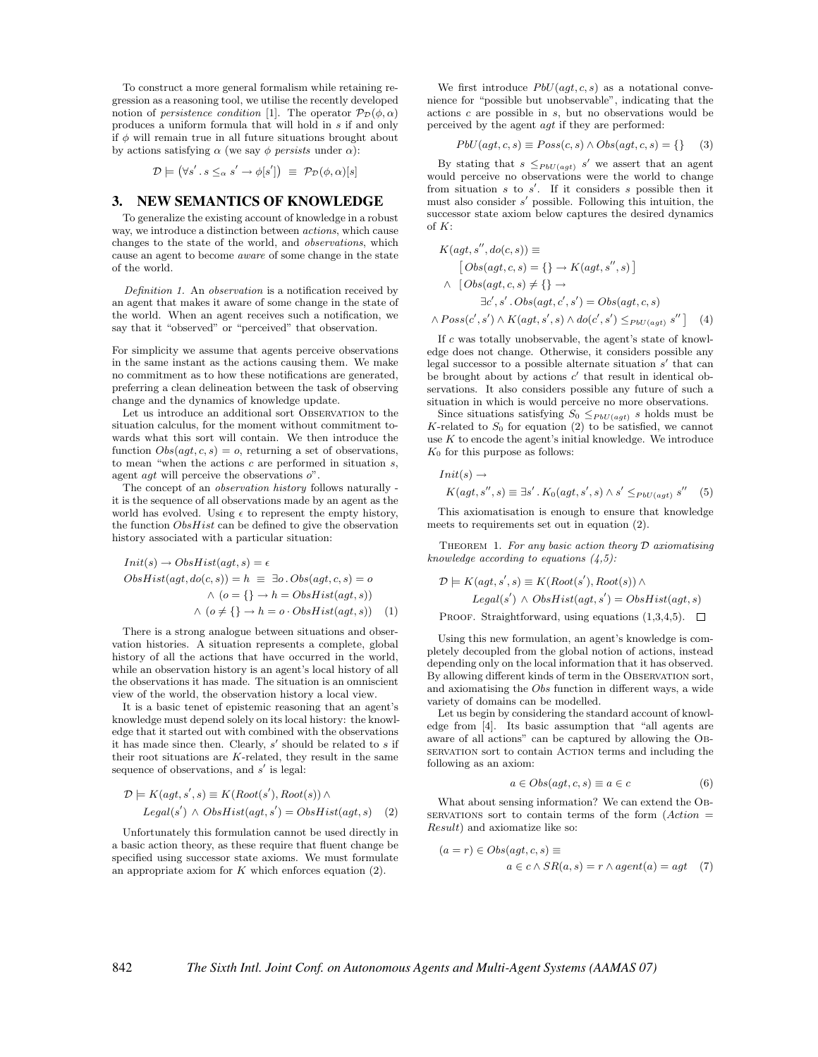To construct a more general formalism while retaining regression as a reasoning tool, we utilise the recently developed notion of *persistence condition* [1]. The operator $\mathcal{P}_{\mathcal{D}}(\phi, \alpha)$ produces a uniform formula that will hold in $s$ if and only if $\phi$ will remain true in all future situations brought about by actions satisfying $\alpha$ (we say $\phi$ *persists* under $\alpha$):

$$\mathcal{D} \models \left(\forall s' \,.\, s \leq_{\alpha} s' \rightarrow \phi[s']\right) \;\equiv\; \mathcal{P}_{\mathcal{D}}(\phi, \alpha)[s]$$

## 3. NEW SEMANTICS OF KNOWLEDGE

To generalize the existing account of knowledge in a robust way, we introduce a distinction between *actions*, which cause changes to the state of the world, and *observations*, which cause an agent to become *aware* of some change in the state of the world.

*Definition 1.* An *observation* is a notification received by an agent that makes it aware of some change in the state of the world. When an agent receives such a notification, we say that it "observed" or "perceived" that observation.

For simplicity we assume that agents perceive observations in the same instant as the actions causing them. We make no commitment as to how these notifications are generated, preferring a clean delineation between the task of observing change and the dynamics of knowledge update.

Let us introduce an additional sort Observation to the situation calculus, for the moment without commitment towards what this sort will contain. We then introduce the function $Obs(agt, c, s) = o$, returning a set of observations, to mean "when the actions $c$ are performed in situation $s$, agent $agt$ will perceive the observations $o$".

The concept of an *observation history* follows naturally - it is the sequence of all observations made by an agent as the world has evolved. Using $\epsilon$ to represent the empty history, the function $ObsHist$ can be defined to give the observation history associated with a particular situation:

$$\begin{aligned}
&Init(s) \rightarrow ObsHist(agt, s) = \epsilon \\
&ObsHist(agt, do(c, s)) = h \;\equiv\; \exists o \,.\, Obs(agt, c, s) = o \\
&\qquad \wedge\; (o = \{\} \rightarrow h = ObsHist(agt, s)) \\
&\qquad \wedge\; (o \neq \{\} \rightarrow h = o \cdot ObsHist(agt, s)) \qquad (1)
\end{aligned}$$

There is a strong analogue between situations and observation histories. A situation represents a complete, global history of all the actions that have occurred in the world, while an observation history is an agent's local history of all the observations it has made. The situation is an omniscient view of the world, the observation history a local view.

It is a basic tenet of epistemic reasoning that an agent's knowledge must depend solely on its local history: the knowledge that it started out with combined with the observations it has made since then. Clearly, $s'$ should be related to $s$ if their root situations are $K$-related, they result in the same sequence of observations, and $s'$ is legal:

$$\begin{aligned}
\mathcal{D} \models K(agt, s', s) \equiv K(Root(s'), Root(s)) \wedge \\
Legal(s') \wedge ObsHist(agt, s') = ObsHist(agt, s) \qquad (2)
\end{aligned}$$

Unfortunately this formulation cannot be used directly in a basic action theory, as these require that fluent change be specified using successor state axioms. We must formulate an appropriate axiom for $K$ which enforces equation (2).

We first introduce $PbU(agt, c, s)$ as a notational convenience for "possible but unobservable", indicating that the actions $c$ are possible in $s$, but no observations would be perceived by the agent $agt$ if they are performed:

$$PbU(agt, c, s) \equiv Poss(c, s) \wedge Obs(agt, c, s) = \{\} \qquad (3)$$

By stating that $s \leq_{PbU(agt)} s'$ we assert that an agent would perceive no observations were the world to change from situation $s$ to $s'$. If it considers $s$ possible then it must also consider $s'$ possible. Following this intuition, the successor state axiom below captures the desired dynamics of $K$:

$$\begin{aligned}
&K(agt, s'', do(c, s)) \equiv \\
&\qquad \left[\, Obs(agt, c, s) = \{\} \rightarrow K(agt, s'', s) \,\right] \\
&\quad \wedge\; \left[\, Obs(agt, c, s) \neq \{\} \rightarrow \right. \\
&\qquad\qquad \exists c', s' \,.\, Obs(agt, c', s') = Obs(agt, c, s) \\
&\wedge Poss(c', s') \wedge K(agt, s', s) \wedge do(c', s') \leq_{PbU(agt)} s'' \left.\right] \qquad (4)
\end{aligned}$$

If $c$ was totally unobservable, the agent's state of knowledge does not change. Otherwise, it considers possible any legal successor to a possible alternate situation $s'$ that can be brought about by actions $c'$ that result in identical observations. It also considers possible any future of such a situation in which is would perceive no more observations.

Since situations satisfying $S_0 \leq_{PbU(agt)} s$ holds must be $K$-related to $S_0$ for equation (2) to be satisfied, we cannot use $K$ to encode the agent's initial knowledge. We introduce $K_0$ for this purpose as follows:

$$\begin{aligned}
&Init(s) \rightarrow \\
&\qquad K(agt, s'', s) \equiv \exists s' \,.\, K_0(agt, s', s) \wedge s' \leq_{PbU(agt)} s'' \qquad (5)
\end{aligned}$$

This axiomatisation is enough to ensure that knowledge meets to requirements set out in equation (2).

Theorem 1. *For any basic action theory $\mathcal{D}$ axiomatising knowledge according to equations (4,5):*

$$\begin{aligned}
\mathcal{D} \models K(agt, s', s) \equiv K(Root(s'), Root(s)) \wedge \\
Legal(s') \wedge ObsHist(agt, s') = ObsHist(agt, s)
\end{aligned}$$

Proof. Straightforward, using equations (1,3,4,5). □

Using this new formulation, an agent's knowledge is completely decoupled from the global notion of actions, instead depending only on the local information that it has observed. By allowing different kinds of term in the Observation sort, and axiomatising the $Obs$ function in different ways, a wide variety of domains can be modelled.

Let us begin by considering the standard account of knowledge from [4]. Its basic assumption that "all agents are aware of all actions" can be captured by allowing the Observation sort to contain Action terms and including the following as an axiom:

$$a \in Obs(agt, c, s) \equiv a \in c \qquad (6)$$

What about sensing information? We can extend the Observations sort to contain terms of the form ($Action = Result$) and axiomatize like so:

$$\begin{aligned}
&(a = r) \in Obs(agt, c, s) \equiv \\
&\qquad a \in c \wedge SR(a, s) = r \wedge agent(a) = agt \qquad (7)
\end{aligned}$$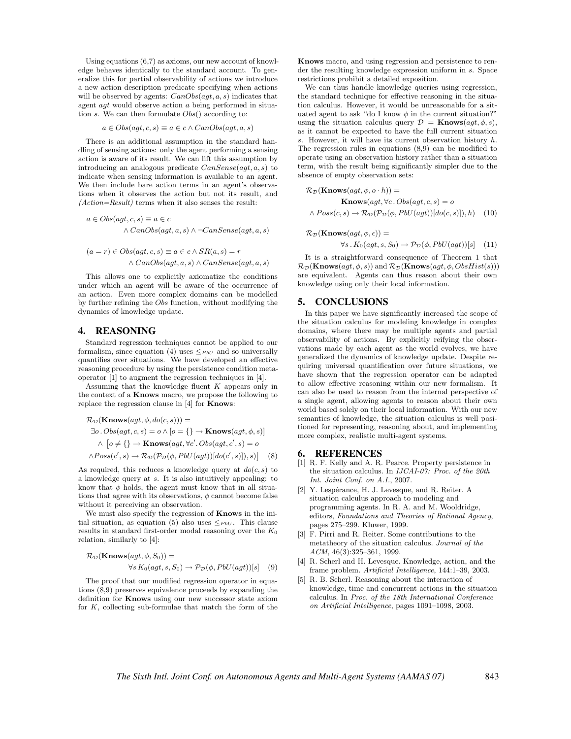Using equations (6,7) as axioms, our new account of knowledge behaves identically to the standard account. To generalize this for partial observability of actions we introduce a new action description predicate specifying when actions will be observed by agents: $CanObs(agt, a, s)$ indicates that agent $agt$ would observe action $a$ being performed in situation $s$. We can then formulate $Obs()$ according to:

$$a \in Obs(agt, c, s) \equiv a \in c \wedge CanObs(agt, a, s)$$

There is an additional assumption in the standard handling of sensing actions: only the agent performing a sensing action is aware of its result. We can lift this assumption by introducing an analogous predicate $CanSense(agt, a, s)$ to indicate when sensing information is available to an agent. We then include bare action terms in an agent's observations when it observes the action but not its result, and *(Action=Result)* terms when it also senses the result:

$$a \in Obs(agt, c, s) \equiv a \in c \wedge CanObs(agt, a, s) \wedge \neg CanSense(agt, a, s)$$

$$(a = r) \in Obs(agt, c, s) \equiv a \in c \wedge SR(a, s) = r \wedge CanObs(agt, a, s) \wedge CanSense(agt, a, s)$$

This allows one to explicitly axiomatize the conditions under which an agent will be aware of the occurrence of an action. Even more complex domains can be modelled by further refining the $Obs$ function, without modifying the dynamics of knowledge update.

## 4. REASONING

Standard regression techniques cannot be applied to our formalism, since equation (4) uses $\leq_{PbU}$ and so universally quantifies over situations. We have developed an effective reasoning procedure by using the persistence condition meta-operator [1] to augment the regression techniques in [4].

Assuming that the knowledge fluent $K$ appears only in the context of a **Knows** macro, we propose the following to replace the regression clause in [4] for **Knows**:

$$\begin{aligned}
&\mathcal{R}_{\mathcal{D}}(\mathbf{Knows}(agt, \phi, do(c, s))) = \\
&\quad \exists o \,.\, Obs(agt, c, s) = o \wedge [o = \{\} \rightarrow \mathbf{Knows}(agt, \phi, s)] \\
&\quad \wedge \big[o \neq \{\} \rightarrow \mathbf{Knows}(agt, \forall c' . Obs(agt, c', s) = o \\
&\quad \wedge Poss(c', s) \rightarrow \mathcal{R}_{\mathcal{D}}(\mathcal{P}_{\mathcal{D}}(\phi, PbU(agt))[do(c', s)]), s)\big] \quad (8)
\end{aligned}$$

As required, this reduces a knowledge query at $do(c, s)$ to a knowledge query at $s$. It is also intuitively appealing: to know that $\phi$ holds, the agent must know that in all situations that agree with its observations, $\phi$ cannot become false without it perceiving an observation.

We must also specify the regression of **Knows** in the initial situation, as equation (5) also uses $\leq_{PbU}$. This clause results in standard first-order modal reasoning over the $K_0$ relation, similarly to [4]:

$$\mathcal{R}_{\mathcal{D}}(\mathbf{Knows}(agt, \phi, S_0)) = \forall s \, K_0(agt, s, S_0) \rightarrow \mathcal{P}_{\mathcal{D}}(\phi, PbU(agt))[s] \quad (9)$$

The proof that our modified regression operator in equations (8,9) preserves equivalence proceeds by expanding the definition for **Knows** using our new successor state axiom for $K$, collecting sub-formulae that match the form of the **Knows** macro, and using regression and persistence to render the resulting knowledge expression uniform in $s$. Space restrictions prohibit a detailed exposition.

We can thus handle knowledge queries using regression, the standard technique for effective reasoning in the situation calculus. However, it would be unreasonable for a situated agent to ask "do I know $\phi$ in the current situation?" using the situation calculus query $\mathcal{D} \models \mathbf{Knows}(agt, \phi, s)$, as it cannot be expected to have the full current situation $s$. However, it will have its current observation history $h$. The regression rules in equations (8,9) can be modified to operate using an observation history rather than a situation term, with the result being significantly simpler due to the absence of empty observation sets:

$$\begin{aligned}
&\mathcal{R}_{\mathcal{D}}(\mathbf{Knows}(agt, \phi, o \cdot h)) = \\
&\quad \mathbf{Knows}(agt, \forall c \,.\, Obs(agt, c, s) = o \\
&\quad \wedge Poss(c, s) \rightarrow \mathcal{R}_{\mathcal{D}}(\mathcal{P}_{\mathcal{D}}(\phi, PbU(agt))[do(c, s)]), h) \quad (10)
\end{aligned}$$

$$\mathcal{R}_{\mathcal{D}}(\mathbf{Knows}(agt, \phi, \epsilon)) = \forall s \,.\, K_0(agt, s, S_0) \rightarrow \mathcal{P}_{\mathcal{D}}(\phi, PbU(agt))[s] \quad (11)$$

It is a straightforward consequence of Theorem 1 that $\mathcal{R}_{\mathcal{D}}(\mathbf{Knows}(agt, \phi, s))$ and $\mathcal{R}_{\mathcal{D}}(\mathbf{Knows}(agt, \phi, ObsHist(s)))$ are equivalent. Agents can thus reason about their own knowledge using only their local information.

## 5. CONCLUSIONS

In this paper we have significantly increased the scope of the situation calculus for modeling knowledge in complex domains, where there may be multiple agents and partial observability of actions. By explicitly reifying the observations made by each agent as the world evolves, we have generalized the dynamics of knowledge update. Despite requiring universal quantification over future situations, we have shown that the regression operator can be adapted to allow effective reasoning within our new formalism. It can also be used to reason from the internal perspective of a single agent, allowing agents to reason about their own world based solely on their local information. With our new semantics of knowledge, the situation calculus is well positioned for representing, reasoning about, and implementing more complex, realistic multi-agent systems.

## 6. REFERENCES

[1] R. F. Kelly and A. R. Pearce. Property persistence in the situation calculus. In *IJCAI-07: Proc. of the 20th Int. Joint Conf. on A.I.*, 2007.

[2] Y. Lespérance, H. J. Levesque, and R. Reiter. A situation calculus approach to modeling and programming agents. In R. A. and M. Wooldridge, editors, *Foundations and Theories of Rational Agency*, pages 275–299. Kluwer, 1999.

[3] F. Pirri and R. Reiter. Some contributions to the metatheory of the situation calculus. *Journal of the ACM*, 46(3):325–361, 1999.

[4] R. Scherl and H. Levesque. Knowledge, action, and the frame problem. *Artificial Intelligence*, 144:1–39, 2003.

[5] R. B. Scherl. Reasoning about the interaction of knowledge, time and concurrent actions in the situation calculus. In *Proc. of the 18th International Conference on Artificial Intelligence*, pages 1091–1098, 2003.